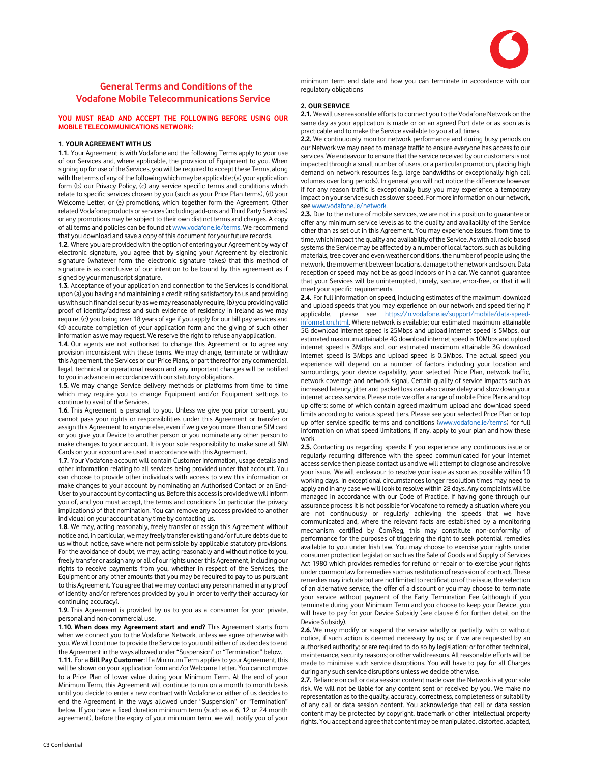# General Terms and Conditions of the Vodafone Mobile Telecommunications Service

**YOU MUST READ AND ACCEPT THE FOLLOWING BEFORE USING OUR MOBILE TELECOMMUNICATIONS NETWORK:**

## 1. YOUR AGREEMENT WITH US

**1.1.** Your Agreement is with Vodafone and the following Terms apply to your use of our Services and, where applicable, the provision of Equipment to you. When signing up for use of the Services, you will be required to accept these Terms, along with the terms of any of the following which may be applicable; (a) your application form (b) our Privacy Policy, (c) any service specific terms and conditions which relate to specific services chosen by you (such as your Price Plan terms), (d) your Welcome Letter, or (e) promotions, which together form the Agreement. Other related Vodafone products or services (including add-ons and Third Party Services) or any promotions may be subject to their own distinct terms and charges. A copy of all terms and policies can be found at www.vodafone.ie/terms. We recommend that you download and save a copy of this document for your future records.

**1.2.** Where you are provided with the option of entering your Agreement by way of electronic signature, you agree that by signing your Agreement by electronic signature (whatever form the electronic signature takes) that this method of signature is as conclusive of our intention to be bound by this agreement as if signed by your manuscript signature.

**1.3.** Acceptance of your application and connection to the Services is conditional upon (a) you having and maintaining a credit rating satisfactory to us and providing us with such financial security as we may reasonably require, (b) you providing valid proof of identity/address and such evidence of residency in Ireland as we may require, (c) you being over 18 years of age if you apply for our bill pay services and (d) accurate completion of your application form and the giving of such other information as we may request. We reserve the right to refuse any application.

**1.4.** Our agents are not authorised to change this Agreement or to agree any provision inconsistent with these terms. We may change, terminate or withdraw this Agreement, the Services or our Price Plans, or part thereof for any commercial, legal, technical or operational reason and any important changes will be notified to you in advance in accordance with our statutory obligations.

**1.5.** We may change Service delivery methods or platforms from time to time which may require you to change Equipment and/or Equipment settings to continue to avail of the Services.

**1.6.** This Agreement is personal to you. Unless we give you prior consent, you cannot pass your rights or responsibilities under this Agreement or transfer or assign this Agreement to anyone else, even if we give you more than one SIM card or you give your Device to another person or you nominate any other person to make changes to your account. It is your sole responsibility to make sure all SIM Cards on your account are used in accordance with this Agreement.

**1.7.** Your Vodafone account will contain Customer Information, usage details and other information relating to all services being provided under that account. You can choose to provide other individuals with access to view this information or make changes to your account by nominating an Authorised Contact or an End-User to your account by contacting us. Before this access is provided we will inform you of, and you must accept, the terms and conditions (in particular the privacy implications) of that nomination. You can remove any access provided to another individual on your account at any time by contacting us.

**1.8.** We may, acting reasonably, freely transfer or assign this Agreement without notice and, in particular, we may freely transfer existing and/or future debts due to us without notice, save where not permissible by applicable statutory provisions. For the avoidance of doubt, we may, acting reasonably and without notice to you, freely transfer or assign any or all of our rights under this Agreement, including our rights to receive payments from you, whether in respect of the Services, the Equipment or any other amounts that you may be required to pay to us pursuant to this Agreement. You agree that we may contact any person named in any proof of identity and/or references provided by you in order to verify their accuracy (or continuing accuracy).

**1.9.** This Agreement is provided by us to you as a consumer for your private, personal and non-commercial use.

**1.10. When does my Agreement start and end?** This Agreement starts from when we connect you to the Vodafone Network, unless we agree otherwise with you. We will continue to provide the Service to you until either of us decides to end the Agreement in the ways allowed under "Suspension" or "Termination" below.

**1.11.** For a **Bill Pay Customer**: If a Minimum Term applies to your Agreement, this will be shown on your application form and/or Welcome Letter. You cannot move to a Price Plan of lower value during your Minimum Term. At the end of your Minimum Term, this Agreement will continue to run on a month to month basis until you decide to enter a new contract with Vodafone or either of us decides to end the Agreement in the ways allowed under "Suspension" or "Termination" below. If you have a fixed duration minimum term (such as a 6, 12 or 24 month agreement), before the expiry of your minimum term, we will notify you of your minimum term end date and how you can terminate in accordance with our regulatory obligations

## 2. OUR SERVICE

**2.1.** We will use reasonable efforts to connect you to the Vodafone Network on the same day as your application is made or on an agreed Port date or as soon as is practicable and to make the Service available to you at all times.

**2.2.** We continuously monitor network performance and during busy periods on our Network we may need to manage traffic to ensure everyone has access to our services. We endeavour to ensure that the service received by our customers is not impacted through a small number of users, or a particular promotion, placing high demand on network resources (e.g. large bandwidths or exceptionally high call volumes over long periods). In general you will not notice the difference however if for any reason traffic is exceptionally busy you may experience a temporary impact on your service such as slower speed. For more information on our network, see www.vodafone.ie/network.

**2.3.** Due to the nature of mobile services, we are not in a position to guarantee or offer any minimum service levels as to the quality and availability of the Service other than as set out in this Agreement. You may experience issues, from time to time, which impact the quality and availability of the Service. As with all radio based systems the Service may be affected by a number of local factors, such as building materials, tree cover and even weather conditions, the number of people using the network, the movement between locations, damage to the network and so on. Data reception or speed may not be as good indoors or in a car. We cannot guarantee that your Services will be uninterrupted, timely, secure, error-free, or that it will meet your specific requirements.

**2.4.** For full information on speed, including estimates of the maximum download and upload speeds that you may experience on our network and speed tiering if applicable, please see https://n.vodafone.ie/support/mobile/data-speed-information.html. Where network is available; our estimated maximum attainable 5G download internet speed is 25Mbps and upload internet speed is 5Mbps, our estimated maximum attainable 4G download internet speed is 10Mbps and upload internet speed is 3Mbps and, our estimated maximum attainable 3G download internet speed is 3Mbps and upload speed is 0.5Mbps. The actual speed you experience will depend on a number of factors including your location and surroundings, your device capability, your selected Price Plan, network traffic, network coverage and network signal. Certain quality of service impacts such as increased latency, jitter and packet loss can also cause delay and slow down your internet access service. Please note we offer a range of mobile Price Plans and top up offers; some of which contain agreed maximum upload and download speed limits according to various speed tiers. Please see your selected Price Plan or top up offer service specific terms and conditions (www.vodafone.ie/terms) for full information on what speed limitations, if any, apply to your plan and how these work.

**2.5.** Contacting us regarding speeds: If you experience any continuous issue or regularly recurring difference with the speed communicated for your internet access service then please contact us and we will attempt to diagnose and resolve your issue. We will endeavour to resolve your issue as soon as possible within 10 working days. In exceptional circumstances longer resolution times may need to apply and in any case we will look to resolve within 28 days. Any complaints will be managed in accordance with our Code of Practice. If having gone through our assurance process it is not possible for Vodafone to remedy a situation where you are not continuously or regularly achieving the speeds that we have communicated and, where the relevant facts are established by a monitoring mechanism certified by ComReg, this may constitute non-conformity of performance for the purposes of triggering the right to seek potential remedies available to you under Irish law. You may choose to exercise your rights under consumer protection legislation such as the Sale of Goods and Supply of Services Act 1980 which provides remedies for refund or repair or to exercise your rights under common law for remedies such as restitution of rescission of contract. These remedies may include but are not limited to rectification of the issue, the selection of an alternative service, the offer of a discount or you may choose to terminate your service without payment of the Early Termination Fee (although if you terminate during your Minimum Term and you choose to keep your Device, you will have to pay for your Device Subsidy (see clause 6 for further detail on the Device Subsidy).

**2.6.** We may modify or suspend the service wholly or partially, with or without notice, if such action is deemed necessary by us; or if we are requested by an authorised authority; or are required to do so by legislation; or for other technical, maintenance, security reasons; or other valid reasons. All reasonable efforts will be made to minimise such service disruptions. You will have to pay for all Charges during any such service disruptions unless we decide otherwise.

**2.7.** Reliance on call or data session content made over the Network is at your sole risk. We will not be liable for any content sent or received by you. We make no representation as to the quality, accuracy, correctness, completeness or suitability of any call or data session content. You acknowledge that call or data session content may be protected by copyright, trademark or other intellectual property rights. You accept and agree that content may be manipulated, distorted, adapted,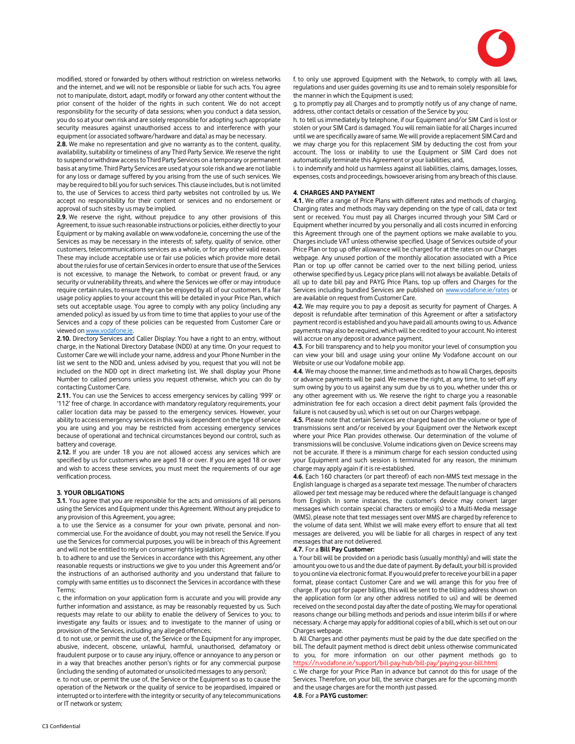modified, stored or forwarded by others without restriction on wireless networks and the internet, and we will not be responsible or liable for such acts. You agree not to manipulate, distort, adapt, modify or forward any other content without the prior consent of the holder of the rights in such content. We do not accept responsibility for the security of data sessions; when you conduct a data session, you do so at your own risk and are solely responsible for adopting such appropriate security measures against unauthorised access to and interference with your equipment (or associated software/hardware and data) as may be necessary.

**2.8.** We make no representation and give no warranty as to the content, quality, availability, suitability or timeliness of any Third Party Service. We reserve the right to suspend or withdraw access to Third Party Services on a temporary or permanent basis at any time. Third Party Services are used at your sole risk and we are not liable for any loss or damage suffered by you arising from the use of such services. We may be required to bill you for such services. This clause includes, but is not limited to, the use of Services to access third party websites not controlled by us. We accept no responsibility for their content or services and no endorsement or approval of such sites by us may be implied.

**2.9.** We reserve the right, without prejudice to any other provisions of this Agreement, to issue such reasonable instructions or policies, either directly to your Equipment or by making available on www.vodafone.ie, concerning the use of the Services as may be necessary in the interests of; safety, quality of service, other customers, telecommunications services as a whole, or for any other valid reason. These may include acceptable use or fair use policies which provide more detail about the rules for use of certain Services in order to ensure that use of the Services is not excessive, to manage the Network, to combat or prevent fraud, or any security or vulnerability threats, and where the Services we offer or may introduce require certain rules, to ensure they can be enjoyed by all of our customers. If a fair usage policy applies to your account this will be detailed in your Price Plan, which sets out acceptable usage. You agree to comply with any policy (including any amended policy) as issued by us from time to time that applies to your use of the Services and a copy of these policies can be requested from Customer Care or viewed on www.vodafone.ie.

**2.10.** Directory Services and Caller Display: You have a right to an entry, without charge, in the National Directory Database (NDD) at any time. On your request to Customer Care we will include your name, address and your Phone Number in the list we sent to the NDD and, unless advised by you, request that you will not be included on the NDD opt in direct marketing list. We shall display your Phone Number to called persons unless you request otherwise, which you can do by contacting Customer Care.

**2.11.** You can use the Services to access emergency services by calling '999' or '112' free of charge. In accordance with mandatory regulatory requirements, your caller location data may be passed to the emergency services. However, your ability to access emergency services in this way is dependent on the type of service you are using and you may be restricted from accessing emergency services because of operational and technical circumstances beyond our control, such as battery and coverage.

**2.12.** If you are under 18 you are not allowed access any services which are specified by us for customers who are aged 18 or over. If you are aged 18 or over and wish to access these services, you must meet the requirements of our age verification process.

### 3. YOUR OBLIGATIONS

**3.1.** You agree that you are responsible for the acts and omissions of all persons using the Services and Equipment under this Agreement. Without any prejudice to any provision of this Agreement, you agree;

a. to use the Service as a consumer for your own private, personal and non-commercial use. For the avoidance of doubt, you may not resell the Service. If you use the Services for commercial purposes, you will be in breach of this Agreement and will not be entitled to rely on consumer rights legislation;

b. to adhere to and use the Services in accordance with this Agreement, any other reasonable requests or instructions we give to you under this Agreement and/or the instructions of an authorised authority and you understand that failure to comply with same entitles us to disconnect the Services in accordance with these Terms;

c. the information on your application form is accurate and you will provide any further information and assistance, as may be reasonably requested by us. Such requests may relate to our ability to enable the delivery of Services to you; to investigate any faults or issues; and to investigate to the manner of using or provision of the Services, including any alleged offences;

d. to not use, or permit the use of, the Service or the Equipment for any improper, abusive, indecent, obscene, unlawful, harmful, unauthorised, defamatory or fraudulent purpose or to cause any injury, offence or annoyance to any person or in a way that breaches another person's rights or for any commercial purpose (including the sending of automated or unsolicited messages to any person);

e. to not use, or permit the use of, the Service or the Equipment so as to cause the operation of the Network or the quality of service to be jeopardised, impaired or interrupted or to interfere with the integrity or security of any telecommunications or IT network or system;

f. to only use approved Equipment with the Network, to comply with all laws, regulations and user guides governing its use and to remain solely responsible for the manner in which the Equipment is used;

g. to promptly pay all Charges and to promptly notify us of any change of name, address, other contact details or cessation of the Service by you;

h. to tell us immediately by telephone, if our Equipment and/or SIM Card is lost or stolen or your SIM Card is damaged. You will remain liable for all Charges incurred until we are specifically aware of same. We will provide a replacement SIM Card and we may charge you for this replacement SIM by deducting the cost from your account. The loss or inability to use the Equipment or SIM Card does not automatically terminate this Agreement or your liabilities; and,

i. to indemnify and hold us harmless against all liabilities, claims, damages, losses, expenses, costs and proceedings, howsoever arising from any breach of this clause.

### 4. CHARGES AND PAYMENT

**4.1.** We offer a range of Price Plans with different rates and methods of charging. Charging rates and methods may vary depending on the type of call, data or text sent or received. You must pay all Charges incurred through your SIM Card or Equipment whether incurred by you personally and all costs incurred in enforcing this Agreement through one of the payment options we make available to you. Charges include VAT unless otherwise specified. Usage of Services outside of your Price Plan or top up offer allowance will be charged for at the rates on our Charges webpage. Any unused portion of the monthly allocation associated with a Price Plan or top up offer cannot be carried over to the next billing period, unless otherwise specified by us. Legacy price plans will not always be available. Details of all up to date bill pay and PAYG Price Plans, top up offers and Charges for the Services including bundled Services are published on www.vodafone.ie/rates or are available on request from Customer Care.

**4.2.** We may require you to pay a deposit as security for payment of Charges. A deposit is refundable after termination of this Agreement or after a satisfactory payment record is established and you have paid all amounts owing to us. Advance payments may also be required, which will be credited to your account. No interest will accrue on any deposit or advance payment.

**4.3.** For bill transparency and to help you monitor your level of consumption you can view your bill and usage using your online My Vodafone account on our Website or use our Vodafone mobile app.

**4.4.** We may choose the manner, time and methods as to how all Charges, deposits or advance payments will be paid. We reserve the right, at any time, to set-off any sum owing by you to us against any sum due by us to you, whether under this or any other agreement with us. We reserve the right to charge you a reasonable administration fee for each occasion a direct debit payment fails (provided the failure is not caused by us), which is set out on our Charges webpage.

**4.5.** Please note that certain Services are charged based on the volume or type of transmissions sent and/or received by your Equipment over the Network except where your Price Plan provides otherwise. Our determination of the volume of transmissions will be conclusive. Volume indications given on Device screens may not be accurate. If there is a minimum charge for each session conducted using your Equipment and such session is terminated for any reason, the minimum charge may apply again if it is re-established.

**4.6.** Each 160 characters (or part thereof) of each non-MMS text message in the English language is charged as a separate text message. The number of characters allowed per text message may be reduced where the default language is changed from English. In some instances, the customer's device may convert larger messages which contain special characters or emoji(s) to a Multi-Media message (MMS), please note that text messages sent over MMS are charged by reference to the volume of data sent. Whilst we will make every effort to ensure that all text messages are delivered, you will be liable for all charges in respect of any text messages that are not delivered.

**4.7.** For a **Bill Pay Customer:**

a. Your bill will be provided on a periodic basis (usually monthly) and will state the amount you owe to us and the due date of payment. By default, your bill is provided to you online via electronic format. If you would prefer to receive your bill in a paper format, please contact Customer Care and we will arrange this for you free of charge. If you opt for paper billing, this will be sent to the billing address shown on the application form (or any other address notified to us) and will be deemed received on the second postal day after the date of posting. We may for operational reasons change our billing methods and periods and issue interim bills if or where necessary. A charge may apply for additional copies of a bill, which is set out on our Charges webpage.

b. All Charges and other payments must be paid by the due date specified on the bill. The default payment method is direct debit unless otherwise communicated to you, for more information on our other payment methods go to https://n.vodafone.ie/support/bill-pay-hub/bill-pay/paying-your-bill.html

c. We charge for your Price Plan in advance but cannot do this for usage of the Services. Therefore, on your bill, the service charges are for the upcoming month and the usage charges are for the month just passed.

**4.8.** For a **PAYG customer:**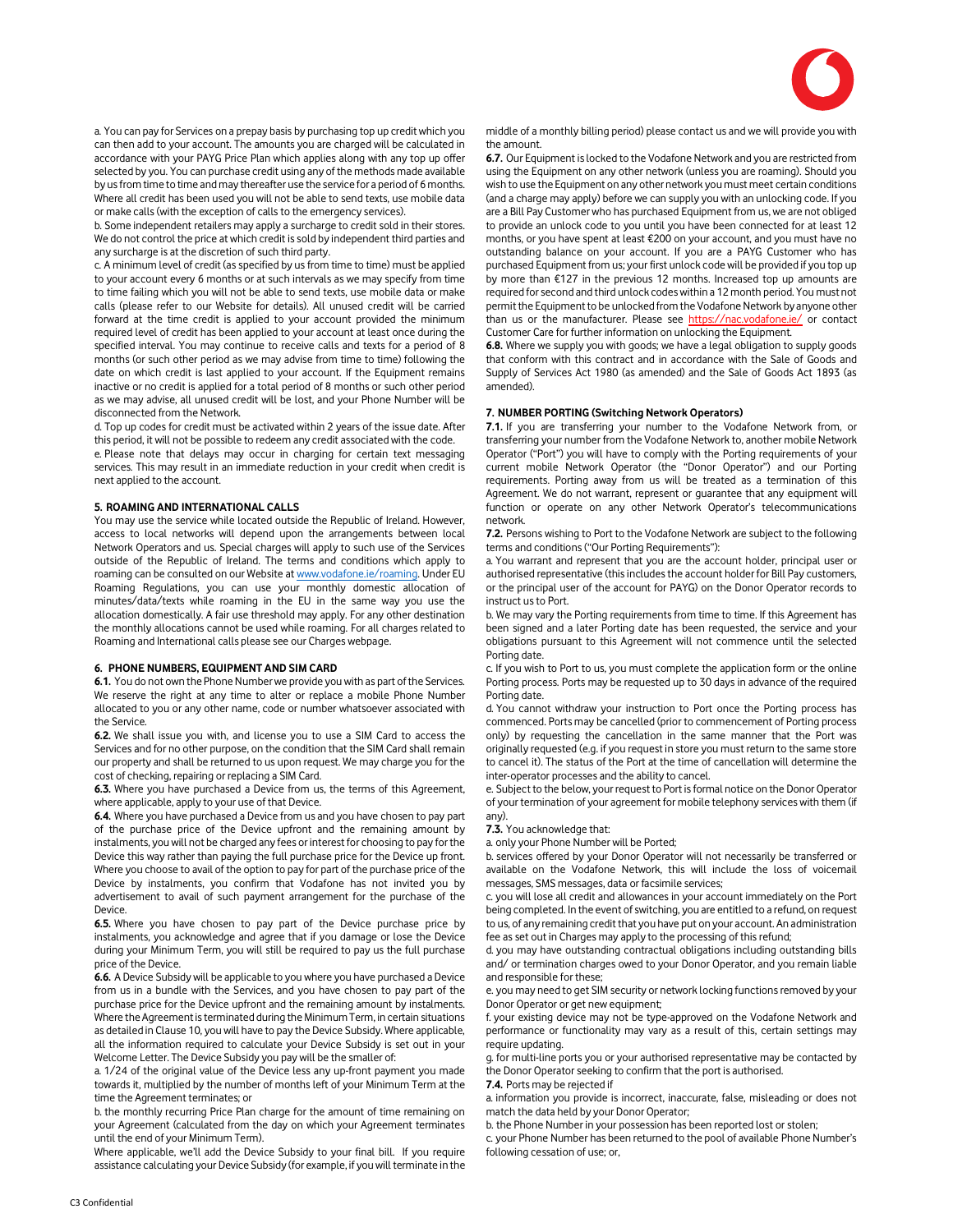a. You can pay for Services on a prepay basis by purchasing top up credit which you can then add to your account. The amounts you are charged will be calculated in accordance with your PAYG Price Plan which applies along with any top up offer selected by you. You can purchase credit using any of the methods made available by us from time to time and may thereafter use the service for a period of 6 months. Where all credit has been used you will not be able to send texts, use mobile data or make calls (with the exception of calls to the emergency services).

b. Some independent retailers may apply a surcharge to credit sold in their stores. We do not control the price at which credit is sold by independent third parties and any surcharge is at the discretion of such third party.

c. A minimum level of credit (as specified by us from time to time) must be applied to your account every 6 months or at such intervals as we may specify from time to time failing which you will not be able to send texts, use mobile data or make calls (please refer to our Website for details). All unused credit will be carried forward at the time credit is applied to your account provided the minimum required level of credit has been applied to your account at least once during the specified interval. You may continue to receive calls and texts for a period of 8 months (or such other period as we may advise from time to time) following the date on which credit is last applied to your account. If the Equipment remains inactive or no credit is applied for a total period of 8 months or such other period as we may advise, all unused credit will be lost, and your Phone Number will be disconnected from the Network.

d. Top up codes for credit must be activated within 2 years of the issue date. After this period, it will not be possible to redeem any credit associated with the code.

e. Please note that delays may occur in charging for certain text messaging services. This may result in an immediate reduction in your credit when credit is next applied to the account.

### 5. ROAMING AND INTERNATIONAL CALLS

You may use the service while located outside the Republic of Ireland. However, access to local networks will depend upon the arrangements between local Network Operators and us. Special charges will apply to such use of the Services outside of the Republic of Ireland. The terms and conditions which apply to roaming can be consulted on our Website at www.vodafone.ie/roaming. Under EU Roaming Regulations, you can use your monthly domestic allocation of minutes/data/texts while roaming in the EU in the same way you use the allocation domestically. A fair use threshold may apply. For any other destination the monthly allocations cannot be used while roaming. For all charges related to Roaming and International calls please see our Charges webpage.

### 6. PHONE NUMBERS, EQUIPMENT AND SIM CARD

**6.1.** You do not own the Phone Number we provide you with as part of the Services. We reserve the right at any time to alter or replace a mobile Phone Number allocated to you or any other name, code or number whatsoever associated with the Service.

**6.2.** We shall issue you with, and license you to use a SIM Card to access the Services and for no other purpose, on the condition that the SIM Card shall remain our property and shall be returned to us upon request. We may charge you for the cost of checking, repairing or replacing a SIM Card.

**6.3.** Where you have purchased a Device from us, the terms of this Agreement, where applicable, apply to your use of that Device.

**6.4.** Where you have purchased a Device from us and you have chosen to pay part of the purchase price of the Device upfront and the remaining amount by instalments, you will not be charged any fees or interest for choosing to pay for the Device this way rather than paying the full purchase price for the Device up front. Where you choose to avail of the option to pay for part of the purchase price of the Device by instalments, you confirm that Vodafone has not invited you by advertisement to avail of such payment arrangement for the purchase of the Device.

**6.5.** Where you have chosen to pay part of the Device purchase price by instalments, you acknowledge and agree that if you damage or lose the Device during your Minimum Term, you will still be required to pay us the full purchase price of the Device.

**6.6.** A Device Subsidy will be applicable to you where you have purchased a Device from us in a bundle with the Services, and you have chosen to pay part of the purchase price for the Device upfront and the remaining amount by instalments. Where the Agreement is terminated during the Minimum Term, in certain situations as detailed in Clause 10, you will have to pay the Device Subsidy. Where applicable, all the information required to calculate your Device Subsidy is set out in your Welcome Letter. The Device Subsidy you pay will be the smaller of:

a. 1/24 of the original value of the Device less any up-front payment you made towards it, multiplied by the number of months left of your Minimum Term at the time the Agreement terminates; or

b. the monthly recurring Price Plan charge for the amount of time remaining on your Agreement (calculated from the day on which your Agreement terminates until the end of your Minimum Term).

Where applicable, we'll add the Device Subsidy to your final bill. If you require assistance calculating your Device Subsidy (for example, if you will terminate in the middle of a monthly billing period) please contact us and we will provide you with the amount.

**6.7.** Our Equipment is locked to the Vodafone Network and you are restricted from using the Equipment on any other network (unless you are roaming). Should you wish to use the Equipment on any other network you must meet certain conditions (and a charge may apply) before we can supply you with an unlocking code. If you are a Bill Pay Customer who has purchased Equipment from us, we are not obliged to provide an unlock code to you until you have been connected for at least 12 months, or you have spent at least €200 on your account, and you must have no outstanding balance on your account. If you are a PAYG Customer who has purchased Equipment from us; your first unlock code will be provided if you top up by more than €127 in the previous 12 months. Increased top up amounts are required for second and third unlock codes within a 12 month period. You must not permit the Equipment to be unlocked from the Vodafone Network by anyone other than us or the manufacturer. Please see https://nac.vodafone.ie/ or contact Customer Care for further information on unlocking the Equipment.

**6.8.** Where we supply you with goods; we have a legal obligation to supply goods that conform with this contract and in accordance with the Sale of Goods and Supply of Services Act 1980 (as amended) and the Sale of Goods Act 1893 (as amended).

### 7. NUMBER PORTING (Switching Network Operators)

**7.1.** If you are transferring your number to the Vodafone Network from, or transferring your number from the Vodafone Network to, another mobile Network Operator ("Port") you will have to comply with the Porting requirements of your current mobile Network Operator (the "Donor Operator") and our Porting requirements. Porting away from us will be treated as a termination of this Agreement. We do not warrant, represent or guarantee that any equipment will function or operate on any other Network Operator's telecommunications network.

**7.2.** Persons wishing to Port to the Vodafone Network are subject to the following terms and conditions ("Our Porting Requirements"):

a. You warrant and represent that you are the account holder, principal user or authorised representative (this includes the account holder for Bill Pay customers, or the principal user of the account for PAYG) on the Donor Operator records to instruct us to Port.

b. We may vary the Porting requirements from time to time. If this Agreement has been signed and a later Porting date has been requested, the service and your obligations pursuant to this Agreement will not commence until the selected Porting date.

c. If you wish to Port to us, you must complete the application form or the online Porting process. Ports may be requested up to 30 days in advance of the required Porting date.

d. You cannot withdraw your instruction to Port once the Porting process has commenced. Ports may be cancelled (prior to commencement of Porting process only) by requesting the cancellation in the same manner that the Port was originally requested (e.g. if you request in store you must return to the same store to cancel it). The status of the Port at the time of cancellation will determine the inter-operator processes and the ability to cancel.

e. Subject to the below, your request to Port is formal notice on the Donor Operator of your termination of your agreement for mobile telephony services with them (if any).

**7.3.** You acknowledge that:

a. only your Phone Number will be Ported;

b. services offered by your Donor Operator will not necessarily be transferred or available on the Vodafone Network, this will include the loss of voicemail messages, SMS messages, data or facsimile services;

c. you will lose all credit and allowances in your account immediately on the Port being completed. In the event of switching, you are entitled to a refund, on request to us, of any remaining credit that you have put on your account. An administration fee as set out in Charges may apply to the processing of this refund;

d. you may have outstanding contractual obligations including outstanding bills and/ or termination charges owed to your Donor Operator, and you remain liable and responsible for these;

e. you may need to get SIM security or network locking functions removed by your Donor Operator or get new equipment;

f. your existing device may not be type-approved on the Vodafone Network and performance or functionality may vary as a result of this, certain settings may require updating.

g. for multi-line ports you or your authorised representative may be contacted by the Donor Operator seeking to confirm that the port is authorised.

**7.4.** Ports may be rejected if

a. information you provide is incorrect, inaccurate, false, misleading or does not match the data held by your Donor Operator;

b. the Phone Number in your possession has been reported lost or stolen;

c. your Phone Number has been returned to the pool of available Phone Number's following cessation of use; or,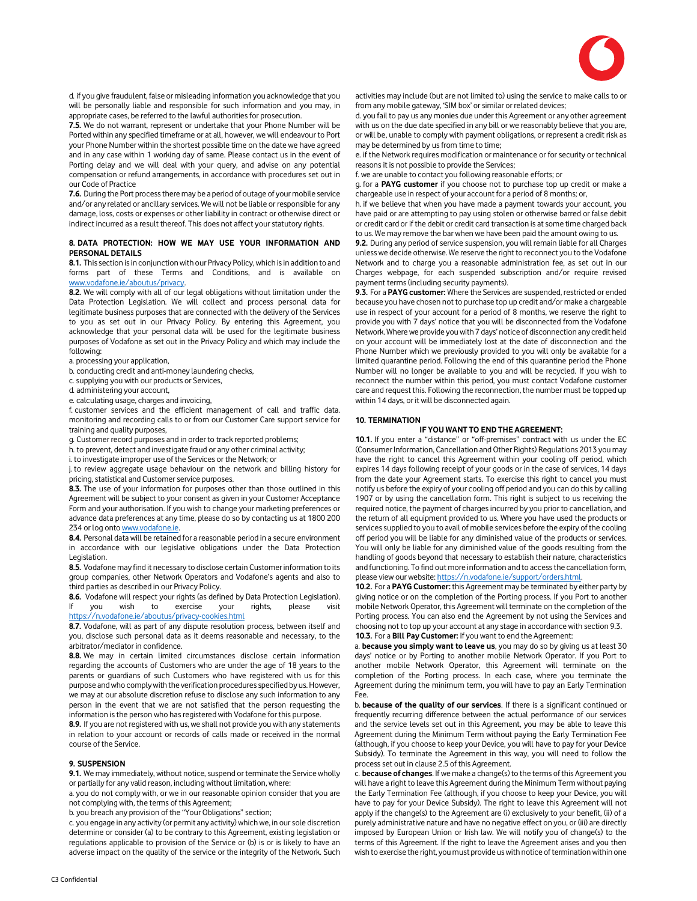d. if you give fraudulent, false or misleading information you acknowledge that you will be personally liable and responsible for such information and you may, in appropriate cases, be referred to the lawful authorities for prosecution.

**7.5.** We do not warrant, represent or undertake that your Phone Number will be Ported within any specified timeframe or at all, however, we will endeavour to Port your Phone Number within the shortest possible time on the date we have agreed and in any case within 1 working day of same. Please contact us in the event of Porting delay and we will deal with your query, and advise on any potential compensation or refund arrangements, in accordance with procedures set out in our Code of Practice

**7.6.** During the Port process there may be a period of outage of your mobile service and/or any related or ancillary services. We will not be liable or responsible for any damage, loss, costs or expenses or other liability in contract or otherwise direct or indirect incurred as a result thereof. This does not affect your statutory rights.

## 8. DATA PROTECTION: HOW WE MAY USE YOUR INFORMATION AND PERSONAL DETAILS

**8.1.** This section is in conjunction with our Privacy Policy, which is in addition to and forms part of these Terms and Conditions, and is available on www.vodafone.ie/aboutus/privacy.

**8.2.** We will comply with all of our legal obligations without limitation under the Data Protection Legislation. We will collect and process personal data for legitimate business purposes that are connected with the delivery of the Services to you as set out in our Privacy Policy. By entering this Agreement, you acknowledge that your personal data will be used for the legitimate business purposes of Vodafone as set out in the Privacy Policy and which may include the following:

a. processing your application,

b. conducting credit and anti-money laundering checks,

c. supplying you with our products or Services,

d. administering your account,

e. calculating usage, charges and invoicing,

f. customer services and the efficient management of call and traffic data. monitoring and recording calls to or from our Customer Care support service for training and quality purposes,

g. Customer record purposes and in order to track reported problems;

h. to prevent, detect and investigate fraud or any other criminal activity;

i. to investigate improper use of the Services or the Network; or

j. to review aggregate usage behaviour on the network and billing history for pricing, statistical and Customer service purposes.

**8.3.** The use of your information for purposes other than those outlined in this Agreement will be subject to your consent as given in your Customer Acceptance Form and your authorisation. If you wish to change your marketing preferences or advance data preferences at any time, please do so by contacting us at 1800 200 234 or log onto www.vodafone.ie.

**8.4.** Personal data will be retained for a reasonable period in a secure environment in accordance with our legislative obligations under the Data Protection Legislation.

**8.5.** Vodafone may find it necessary to disclose certain Customer information to its group companies, other Network Operators and Vodafone's agents and also to third parties as described in our Privacy Policy.

**8.6.** Vodafone will respect your rights (as defined by Data Protection Legislation). If you wish to exercise your rights, please visit https://n.vodafone.ie/aboutus/privacy-cookies.html

**8.7.** Vodafone, will as part of any dispute resolution process, between itself and you, disclose such personal data as it deems reasonable and necessary, to the arbitrator/mediator in confidence.

**8.8.** We may in certain limited circumstances disclose certain information regarding the accounts of Customers who are under the age of 18 years to the parents or guardians of such Customers who have registered with us for this purpose and who comply with the verification procedures specified by us. However, we may at our absolute discretion refuse to disclose any such information to any person in the event that we are not satisfied that the person requesting the information is the person who has registered with Vodafone for this purpose.

**8.9.** If you are not registered with us, we shall not provide you with any statements in relation to your account or records of calls made or received in the normal course of the Service.

## 9. SUSPENSION

**9.1.** We may immediately, without notice, suspend or terminate the Service wholly or partially for any valid reason, including without limitation, where:

a. you do not comply with, or we in our reasonable opinion consider that you are not complying with, the terms of this Agreement;

b. you breach any provision of the "Your Obligations" section;

c. you engage in any activity (or permit any activity) which we, in our sole discretion determine or consider (a) to be contrary to this Agreement, existing legislation or regulations applicable to provision of the Service or (b) is or is likely to have an adverse impact on the quality of the service or the integrity of the Network. Such activities may include (but are not limited to) using the service to make calls to or from any mobile gateway, 'SIM box' or similar or related devices;

d. you fail to pay us any monies due under this Agreement or any other agreement with us on the due date specified in any bill or we reasonably believe that you are, or will be, unable to comply with payment obligations, or represent a credit risk as may be determined by us from time to time;

e. if the Network requires modification or maintenance or for security or technical reasons it is not possible to provide the Services;

f. we are unable to contact you following reasonable efforts; or

g. for a **PAYG customer** if you choose not to purchase top up credit or make a chargeable use in respect of your account for a period of 8 months; or,

h. if we believe that when you have made a payment towards your account, you have paid or are attempting to pay using stolen or otherwise barred or false debit or credit card or if the debit or credit card transaction is at some time charged back to us. We may remove the bar when we have been paid the amount owing to us.

**9.2.** During any period of service suspension, you will remain liable for all Charges unless we decide otherwise. We reserve the right to reconnect you to the Vodafone Network and to charge you a reasonable administration fee, as set out in our Charges webpage, for each suspended subscription and/or require revised payment terms (including security payments).

**9.3.** For a **PAYG customer:** Where the Services are suspended, restricted or ended because you have chosen not to purchase top up credit and/or make a chargeable use in respect of your account for a period of 8 months, we reserve the right to provide you with 7 days' notice that you will be disconnected from the Vodafone Network. Where we provide you with 7 days' notice of disconnection any credit held on your account will be immediately lost at the date of disconnection and the Phone Number which we previously provided to you will only be available for a limited quarantine period. Following the end of this quarantine period the Phone Number will no longer be available to you and will be recycled. If you wish to reconnect the number within this period, you must contact Vodafone customer care and request this. Following the reconnection, the number must be topped up within 14 days, or it will be disconnected again.

## 10. TERMINATION

### IF YOU WANT TO END THE AGREEMENT:

**10.1.** If you enter a "distance" or "off-premises" contract with us under the EC (Consumer Information, Cancellation and Other Rights) Regulations 2013 you may have the right to cancel this Agreement within your cooling off period, which expires 14 days following receipt of your goods or in the case of services, 14 days from the date your Agreement starts. To exercise this right to cancel you must notify us before the expiry of your cooling off period and you can do this by calling 1907 or by using the cancellation form. This right is subject to us receiving the required notice, the payment of charges incurred by you prior to cancellation, and the return of all equipment provided to us. Where you have used the products or services supplied to you to avail of mobile services before the expiry of the cooling off period you will be liable for any diminished value of the products or services. You will only be liable for any diminished value of the goods resulting from the handling of goods beyond that necessary to establish their nature, characteristics and functioning. To find out more information and to access the cancellation form, please view our website: https://n.vodafone.ie/support/orders.html.

**10.2.** For a **PAYG Customer:** this Agreement may be terminated by either party by giving notice or on the completion of the Porting process. If you Port to another mobile Network Operator, this Agreement will terminate on the completion of the Porting process. You can also end the Agreement by not using the Services and choosing not to top up your account at any stage in accordance with section 9.3.

**10.3.** For a **Bill Pay Customer:** If you want to end the Agreement:

a. **because you simply want to leave us**, you may do so by giving us at least 30 days' notice or by Porting to another mobile Network Operator. If you Port to another mobile Network Operator, this Agreement will terminate on the completion of the Porting process. In each case, where you terminate the Agreement during the minimum term, you will have to pay an Early Termination Fee.

b. **because of the quality of our services**. If there is a significant continued or frequently recurring difference between the actual performance of our services and the service levels set out in this Agreement, you may be able to leave this Agreement during the Minimum Term without paying the Early Termination Fee (although, if you choose to keep your Device, you will have to pay for your Device Subsidy). To terminate the Agreement in this way, you will need to follow the process set out in clause 2.5 of this Agreement.

c. **because of changes**. If we make a change(s) to the terms of this Agreement you will have a right to leave this Agreement during the Minimum Term without paying the Early Termination Fee (although, if you choose to keep your Device, you will have to pay for your Device Subsidy). The right to leave this Agreement will not apply if the change(s) to the Agreement are (i) exclusively to your benefit, (ii) of a purely administrative nature and have no negative effect on you, or (iii) are directly imposed by European Union or Irish law. We will notify you of change(s) to the terms of this Agreement. If the right to leave the Agreement arises and you then wish to exercise the right, you must provide us with notice of termination within one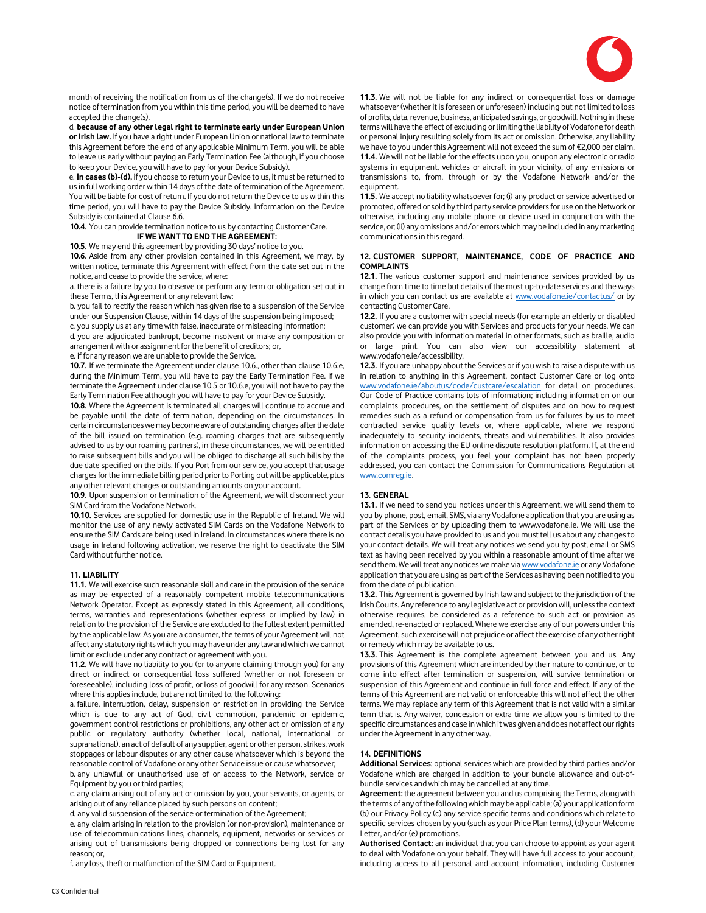month of receiving the notification from us of the change(s). If we do not receive notice of termination from you within this time period, you will be deemed to have accepted the change(s).

d. **because of any other legal right to terminate early under European Union or Irish law.** If you have a right under European Union or national law to terminate this Agreement before the end of any applicable Minimum Term, you will be able to leave us early without paying an Early Termination Fee (although, if you choose to keep your Device, you will have to pay for your Device Subsidy).

e. **In cases (b)-(d),** if you choose to return your Device to us, it must be returned to us in full working order within 14 days of the date of termination of the Agreement. You will be liable for cost of return. If you do not return the Device to us within this time period, you will have to pay the Device Subsidy. Information on the Device Subsidy is contained at Clause 6.6.

**10.4.** You can provide termination notice to us by contacting Customer Care.

**IF WE WANT TO END THE AGREEMENT:**

**10.5.** We may end this agreement by providing 30 days' notice to you.

**10.6.** Aside from any other provision contained in this Agreement, we may, by written notice, terminate this Agreement with effect from the date set out in the notice, and cease to provide the service, where:

a. there is a failure by you to observe or perform any term or obligation set out in these Terms, this Agreement or any relevant law;

b. you fail to rectify the reason which has given rise to a suspension of the Service under our Suspension Clause, within 14 days of the suspension being imposed;

c. you supply us at any time with false, inaccurate or misleading information;

d. you are adjudicated bankrupt, become insolvent or make any composition or arrangement with or assignment for the benefit of creditors; or,

e. if for any reason we are unable to provide the Service.

**10.7.** If we terminate the Agreement under clause 10.6., other than clause 10.6.e, during the Minimum Term, you will have to pay the Early Termination Fee. If we terminate the Agreement under clause 10.5 or 10.6.e, you will not have to pay the Early Termination Fee although you will still have to pay for your Device Subsidy.

**10.8.** Where the Agreement is terminated all charges will continue to accrue and be payable until the date of termination, depending on the circumstances. In certain circumstances we may become aware of outstanding charges after the date of the bill issued on termination (e.g. roaming charges that are subsequently advised to us by our roaming partners), in these circumstances, we will be entitled to raise subsequent bills and you will be obliged to discharge all such bills by the due date specified on the bills. If you Port from our service, you accept that usage charges for the immediate billing period prior to Porting out will be applicable, plus any other relevant charges or outstanding amounts on your account.

**10.9.** Upon suspension or termination of the Agreement, we will disconnect your SIM Card from the Vodafone Network.

**10.10.** Services are supplied for domestic use in the Republic of Ireland. We will monitor the use of any newly activated SIM Cards on the Vodafone Network to ensure the SIM Cards are being used in Ireland. In circumstances where there is no usage in Ireland following activation, we reserve the right to deactivate the SIM Card without further notice.

## 11. LIABILITY

**11.1.** We will exercise such reasonable skill and care in the provision of the service as may be expected of a reasonably competent mobile telecommunications Network Operator. Except as expressly stated in this Agreement, all conditions, terms, warranties and representations (whether express or implied by law) in relation to the provision of the Service are excluded to the fullest extent permitted by the applicable law. As you are a consumer, the terms of your Agreement will not affect any statutory rights which you may have under any law and which we cannot limit or exclude under any contract or agreement with you.

**11.2.** We will have no liability to you (or to anyone claiming through you) for any direct or indirect or consequential loss suffered (whether or not foreseen or foreseeable), including loss of profit, or loss of goodwill for any reason. Scenarios where this applies include, but are not limited to, the following:

a. failure, interruption, delay, suspension or restriction in providing the Service which is due to any act of God, civil commotion, pandemic or epidemic, government control restrictions or prohibitions, any other act or omission of any public or regulatory authority (whether local, national, international or supranational), an act of default of any supplier, agent or other person, strikes, work stoppages or labour disputes or any other cause whatsoever which is beyond the reasonable control of Vodafone or any other Service issue or cause whatsoever;

b. any unlawful or unauthorised use of or access to the Network, service or Equipment by you or third parties;

c. any claim arising out of any act or omission by you, your servants, or agents, or arising out of any reliance placed by such persons on content;

d. any valid suspension of the service or termination of the Agreement;

e. any claim arising in relation to the provision (or non-provision), maintenance or use of telecommunications lines, channels, equipment, networks or services or arising out of transmissions being dropped or connections being lost for any reason; or,

f. any loss, theft or malfunction of the SIM Card or Equipment.

**11.3.** We will not be liable for any indirect or consequential loss or damage whatsoever (whether it is foreseen or unforeseen) including but not limited to loss of profits, data, revenue, business, anticipated savings, or goodwill. Nothing in these terms will have the effect of excluding or limiting the liability of Vodafone for death or personal injury resulting solely from its act or omission. Otherwise, any liability we have to you under this Agreement will not exceed the sum of €2,000 per claim.

**11.4.** We will not be liable for the effects upon you, or upon any electronic or radio systems in equipment, vehicles or aircraft in your vicinity, of any emissions or transmissions to, from, through or by the Vodafone Network and/or the equipment.

**11.5.** We accept no liability whatsoever for; (i) any product or service advertised or promoted, offered or sold by third party service providers for use on the Network or otherwise, including any mobile phone or device used in conjunction with the service, or; (ii) any omissions and/or errors which may be included in any marketing communications in this regard.

## 12. CUSTOMER SUPPORT, MAINTENANCE, CODE OF PRACTICE AND COMPLAINTS

**12.1.** The various customer support and maintenance services provided by us change from time to time but details of the most up-to-date services and the ways in which you can contact us are available at www.vodafone.ie/contactus/ or by contacting Customer Care.

**12.2.** If you are a customer with special needs (for example an elderly or disabled customer) we can provide you with Services and products for your needs. We can also provide you with information material in other formats, such as braille, audio or large print. You can also view our accessibility statement at www.vodafone.ie/accessibility.

**12.3.** If you are unhappy about the Services or if you wish to raise a dispute with us in relation to anything in this Agreement, contact Customer Care or log onto www.vodafone.ie/aboutus/code/custcare/escalation for detail on procedures. Our Code of Practice contains lots of information; including information on our complaints procedures, on the settlement of disputes and on how to request remedies such as a refund or compensation from us for failures by us to meet contracted service quality levels or, where applicable, where we respond inadequately to security incidents, threats and vulnerabilities. It also provides information on accessing the EU online dispute resolution platform. If, at the end of the complaints process, you feel your complaint has not been properly addressed, you can contact the Commission for Communications Regulation at www.comreg.ie.

## 13. GENERAL

**13.1.** If we need to send you notices under this Agreement, we will send them to you by phone, post, email, SMS, via any Vodafone application that you are using as part of the Services or by uploading them to www.vodafone.ie. We will use the contact details you have provided to us and you must tell us about any changes to your contact details. We will treat any notices we send you by post, email or SMS text as having been received by you within a reasonable amount of time after we send them. We will treat any notices we make via www.vodafone.ie or any Vodafone application that you are using as part of the Services as having been notified to you from the date of publication.

**13.2.** This Agreement is governed by Irish law and subject to the jurisdiction of the Irish Courts. Any reference to any legislative act or provision will, unless the context otherwise requires, be considered as a reference to such act or provision as amended, re-enacted or replaced. Where we exercise any of our powers under this Agreement, such exercise will not prejudice or affect the exercise of any other right or remedy which may be available to us.

**13.3.** This Agreement is the complete agreement between you and us. Any provisions of this Agreement which are intended by their nature to continue, or to come into effect after termination or suspension, will survive termination or suspension of this Agreement and continue in full force and effect. If any of the terms of this Agreement are not valid or enforceable this will not affect the other terms. We may replace any term of this Agreement that is not valid with a similar term that is. Any waiver, concession or extra time we allow you is limited to the specific circumstances and case in which it was given and does not affect our rights under the Agreement in any other way.

## 14. DEFINITIONS

**Additional Services**: optional services which are provided by third parties and/or Vodafone which are charged in addition to your bundle allowance and out-of-bundle services and which may be cancelled at any time.

**Agreement:** the agreement between you and us comprising the Terms, along with the terms of any of the following which may be applicable; (a) your application form (b) our Privacy Policy (c) any service specific terms and conditions which relate to specific services chosen by you (such as your Price Plan terms), (d) your Welcome Letter, and/or (e) promotions.

**Authorised Contact:** an individual that you can choose to appoint as your agent to deal with Vodafone on your behalf. They will have full access to your account, including access to all personal and account information, including Customer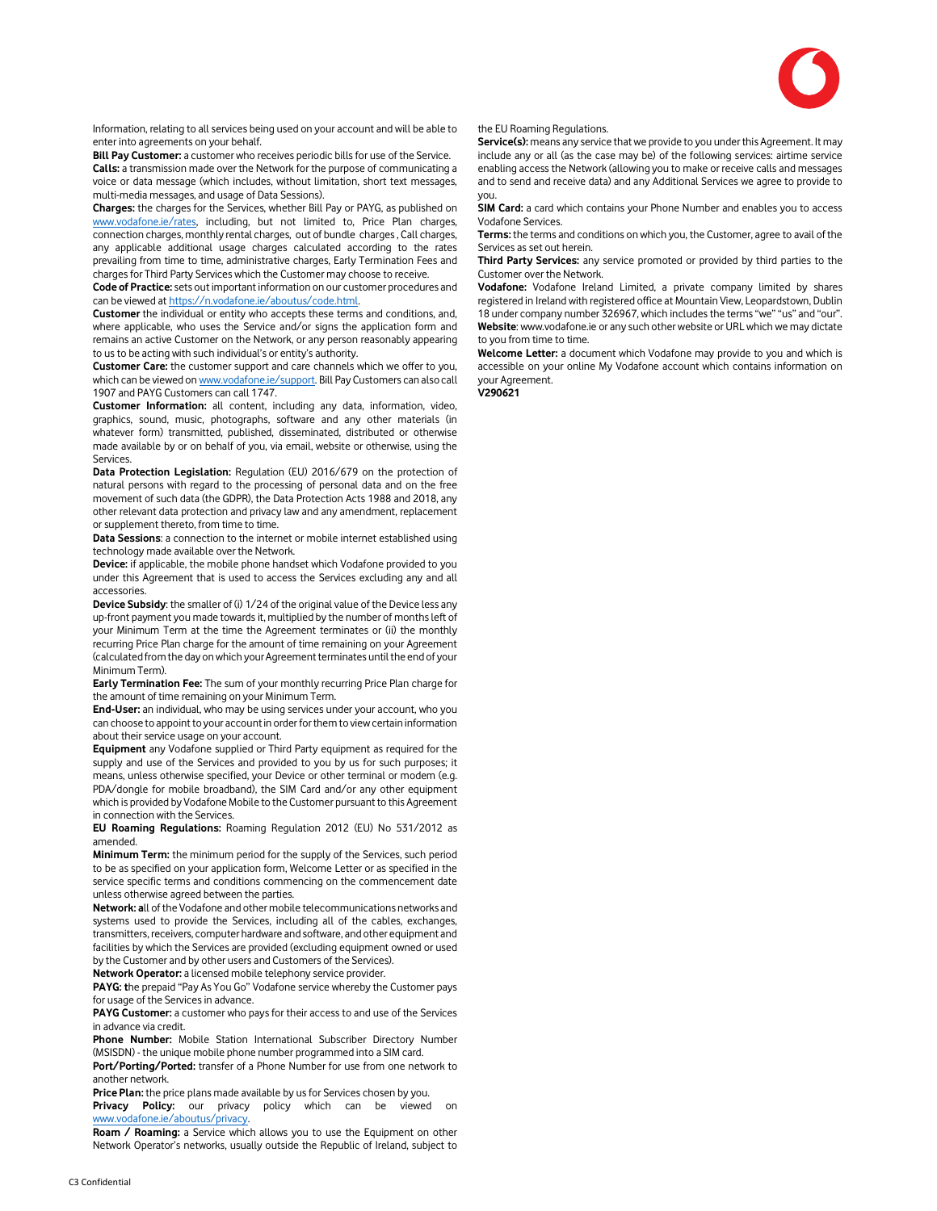Information, relating to all services being used on your account and will be able to enter into agreements on your behalf.

**Bill Pay Customer:** a customer who receives periodic bills for use of the Service.

**Calls:** a transmission made over the Network for the purpose of communicating a voice or data message (which includes, without limitation, short text messages, multi-media messages, and usage of Data Sessions).

**Charges:** the charges for the Services, whether Bill Pay or PAYG, as published on www.vodafone.ie/rates, including, but not limited to, Price Plan charges, connection charges, monthly rental charges, out of bundle charges , Call charges, any applicable additional usage charges calculated according to the rates prevailing from time to time, administrative charges, Early Termination Fees and charges for Third Party Services which the Customer may choose to receive.

**Code of Practice:** sets out important information on our customer procedures and can be viewed at https://n.vodafone.ie/aboutus/code.html.

**Customer** the individual or entity who accepts these terms and conditions, and, where applicable, who uses the Service and/or signs the application form and remains an active Customer on the Network, or any person reasonably appearing to us to be acting with such individual's or entity's authority.

**Customer Care:** the customer support and care channels which we offer to you, which can be viewed on www.vodafone.ie/support. Bill Pay Customers can also call 1907 and PAYG Customers can call 1747.

**Customer Information:** all content, including any data, information, video, graphics, sound, music, photographs, software and any other materials (in whatever form) transmitted, published, disseminated, distributed or otherwise made available by or on behalf of you, via email, website or otherwise, using the Services.

**Data Protection Legislation:** Regulation (EU) 2016/679 on the protection of natural persons with regard to the processing of personal data and on the free movement of such data (the GDPR), the Data Protection Acts 1988 and 2018, any other relevant data protection and privacy law and any amendment, replacement or supplement thereto, from time to time.

**Data Sessions**: a connection to the internet or mobile internet established using technology made available over the Network.

**Device:** if applicable, the mobile phone handset which Vodafone provided to you under this Agreement that is used to access the Services excluding any and all accessories.

**Device Subsidy**: the smaller of (i) 1/24 of the original value of the Device less any up-front payment you made towards it, multiplied by the number of months left of your Minimum Term at the time the Agreement terminates or (ii) the monthly recurring Price Plan charge for the amount of time remaining on your Agreement (calculated from the day on which your Agreement terminates until the end of your Minimum Term).

**Early Termination Fee:** The sum of your monthly recurring Price Plan charge for the amount of time remaining on your Minimum Term.

**End-User:** an individual, who may be using services under your account, who you can choose to appoint to your account in order for them to view certain information about their service usage on your account.

**Equipment** any Vodafone supplied or Third Party equipment as required for the supply and use of the Services and provided to you by us for such purposes; it means, unless otherwise specified, your Device or other terminal or modem (e.g. PDA/dongle for mobile broadband), the SIM Card and/or any other equipment which is provided by Vodafone Mobile to the Customer pursuant to this Agreement in connection with the Services.

**EU Roaming Regulations:** Roaming Regulation 2012 (EU) No 531/2012 as amended.

**Minimum Term:** the minimum period for the supply of the Services, such period to be as specified on your application form, Welcome Letter or as specified in the service specific terms and conditions commencing on the commencement date unless otherwise agreed between the parties.

**Network: a**ll of the Vodafone and other mobile telecommunications networks and systems used to provide the Services, including all of the cables, exchanges, transmitters, receivers, computer hardware and software, and other equipment and facilities by which the Services are provided (excluding equipment owned or used by the Customer and by other users and Customers of the Services).

**Network Operator:** a licensed mobile telephony service provider.

**PAYG: t**he prepaid "Pay As You Go" Vodafone service whereby the Customer pays for usage of the Services in advance.

**PAYG Customer:** a customer who pays for their access to and use of the Services in advance via credit.

**Phone Number:** Mobile Station International Subscriber Directory Number (MSISDN) - the unique mobile phone number programmed into a SIM card.

**Port/Porting/Ported:** transfer of a Phone Number for use from one network to another network.

**Price Plan:** the price plans made available by us for Services chosen by you.

**Privacy Policy:** our privacy policy which can be viewed on www.vodafone.ie/aboutus/privacy.

**Roam / Roaming:** a Service which allows you to use the Equipment on other Network Operator's networks, usually outside the Republic of Ireland, subject to the EU Roaming Regulations.

**Service(s):** means any service that we provide to you under this Agreement. It may include any or all (as the case may be) of the following services: airtime service enabling access the Network (allowing you to make or receive calls and messages and to send and receive data) and any Additional Services we agree to provide to you.

**SIM Card:** a card which contains your Phone Number and enables you to access Vodafone Services.

**Terms:** the terms and conditions on which you, the Customer, agree to avail of the Services as set out herein.

**Third Party Services:** any service promoted or provided by third parties to the Customer over the Network.

**Vodafone:** Vodafone Ireland Limited, a private company limited by shares registered in Ireland with registered office at Mountain View, Leopardstown, Dublin 18 under company number 326967, which includes the terms "we" "us" and "our".

**Website**: www.vodafone.ie or any such other website or URL which we may dictate to you from time to time.

**Welcome Letter:** a document which Vodafone may provide to you and which is accessible on your online My Vodafone account which contains information on your Agreement.

**V290621**